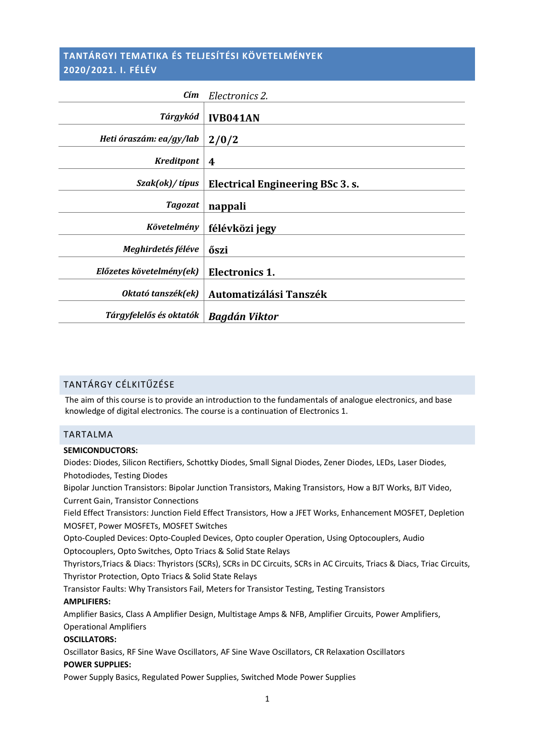# TANTÁRGYI TEMATIKA ÉS TELJESÍTÉSI KÖVETELMÉNYEK 2020/2021. I. FÉLÉV

| | |
|---|---|
| ***Cím*** | *Electronics 2.* |
| ***Tárgykód*** | **IVB041AN** |
| ***Heti óraszám: ea/gy/lab*** | **2/0/2** |
| ***Kreditpont*** | **4** |
| ***Szak(ok)/ típus*** | **Electrical Engineering BSc 3. s.** |
| ***Tagozat*** | **nappali** |
| ***Követelmény*** | **félévközi jegy** |
| ***Meghirdetés féléve*** | **őszi** |
| ***Előzetes követelmény(ek)*** | **Electronics 1.** |
| ***Oktató tanszék(ek)*** | **Automatizálási Tanszék** |
| ***Tárgyfelelős és oktatók*** | ***Bagdán Viktor*** |

## TANTÁRGY CÉLKITŰZÉSE

The aim of this course is to provide an introduction to the fundamentals of analogue electronics, and base knowledge of digital electronics. The course is a continuation of Electronics 1.

## TARTALMA

**SEMICONDUCTORS:**

Diodes: Diodes, Silicon Rectifiers, Schottky Diodes, Small Signal Diodes, Zener Diodes, LEDs, Laser Diodes, Photodiodes, Testing Diodes

Bipolar Junction Transistors: Bipolar Junction Transistors, Making Transistors, How a BJT Works, BJT Video, Current Gain, Transistor Connections

Field Effect Transistors: Junction Field Effect Transistors, How a JFET Works, Enhancement MOSFET, Depletion MOSFET, Power MOSFETs, MOSFET Switches

Opto-Coupled Devices: Opto-Coupled Devices, Opto coupler Operation, Using Optocouplers, Audio Optocouplers, Opto Switches, Opto Triacs & Solid State Relays

Thyristors,Triacs & Diacs: Thyristors (SCRs), SCRs in DC Circuits, SCRs in AC Circuits, Triacs & Diacs, Triac Circuits, Thyristor Protection, Opto Triacs & Solid State Relays

Transistor Faults: Why Transistors Fail, Meters for Transistor Testing, Testing Transistors

**AMPLIFIERS:**

Amplifier Basics, Class A Amplifier Design, Multistage Amps & NFB, Amplifier Circuits, Power Amplifiers, Operational Amplifiers

**OSCILLATORS:**

Oscillator Basics, RF Sine Wave Oscillators, AF Sine Wave Oscillators, CR Relaxation Oscillators

**POWER SUPPLIES:**

Power Supply Basics, Regulated Power Supplies, Switched Mode Power Supplies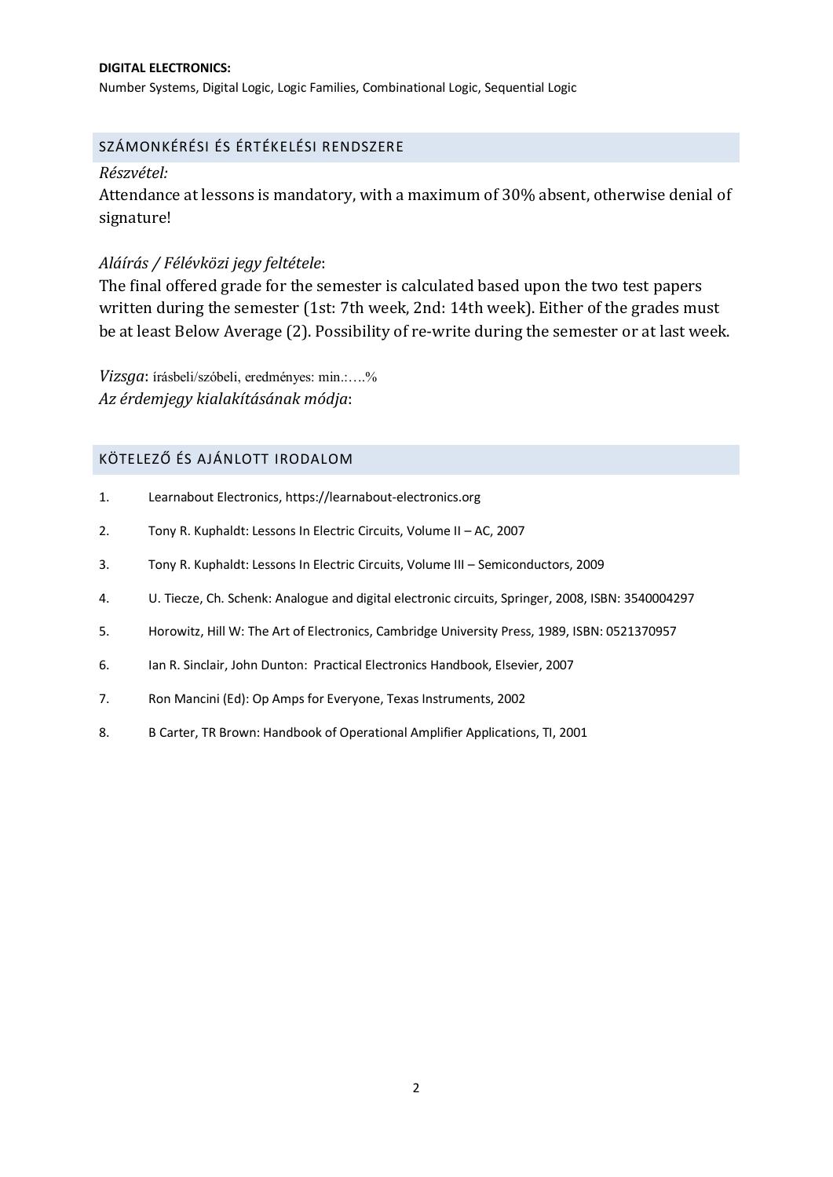**DIGITAL ELECTRONICS:**

Number Systems, Digital Logic, Logic Families, Combinational Logic, Sequential Logic

## SZÁMONKÉRÉSI ÉS ÉRTÉKELÉSI RENDSZERE

*Részvétel:*

Attendance at lessons is mandatory, with a maximum of 30% absent, otherwise denial of signature!

*Aláírás / Félévközi jegy feltétele*:

The final offered grade for the semester is calculated based upon the two test papers written during the semester (1st: 7th week, 2nd: 14th week). Either of the grades must be at least Below Average (2). Possibility of re-write during the semester or at last week.

*Vizsga*: írásbeli/szóbeli, eredményes: min.:….%

*Az érdemjegy kialakításának módja*:

## KÖTELEZŐ ÉS AJÁNLOTT IRODALOM

1. Learnabout Electronics, https://learnabout-electronics.org
2. Tony R. Kuphaldt: Lessons In Electric Circuits, Volume II – AC, 2007
3. Tony R. Kuphaldt: Lessons In Electric Circuits, Volume III – Semiconductors, 2009
4. U. Tiecze, Ch. Schenk: Analogue and digital electronic circuits, Springer, 2008, ISBN: 3540004297
5. Horowitz, Hill W: The Art of Electronics, Cambridge University Press, 1989, ISBN: 0521370957
6. Ian R. Sinclair, John Dunton: Practical Electronics Handbook, Elsevier, 2007
7. Ron Mancini (Ed): Op Amps for Everyone, Texas Instruments, 2002
8. B Carter, TR Brown: Handbook of Operational Amplifier Applications, TI, 2001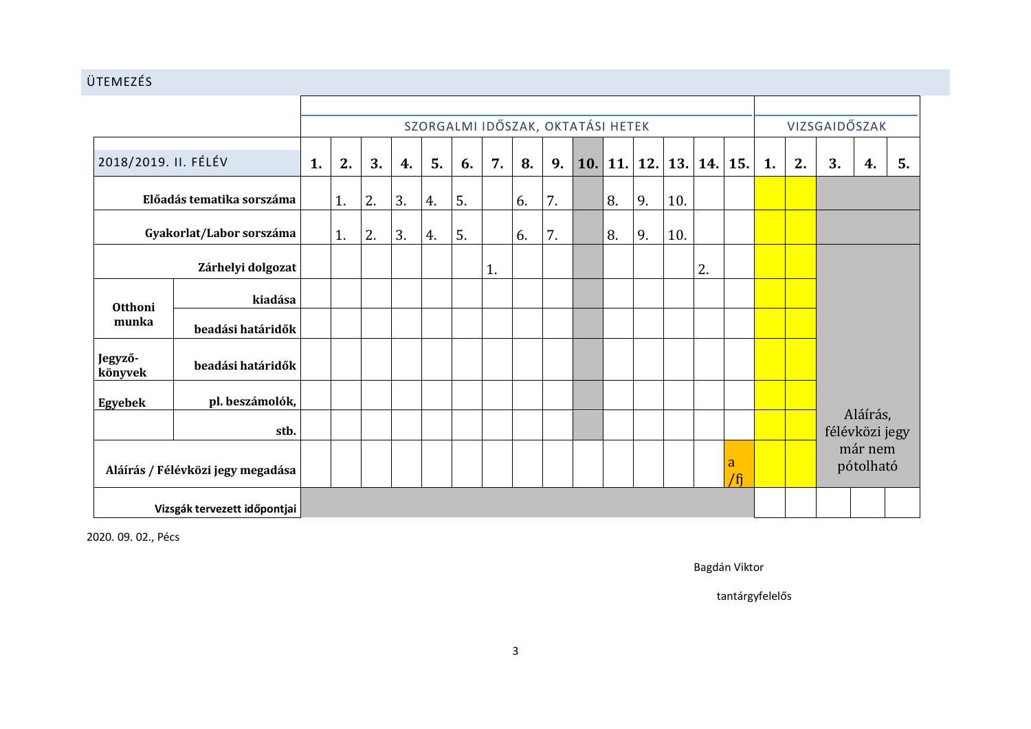ÜTEMEZÉS

| | | SZORGALMI IDŐSZAK, OKTATÁSI HETEK | | | | | | | | | | | | | | | VIZSGAIDŐSZAK | | | | |
|---|---|---|---|---|---|---|---|---|---|---|---|---|---|---|---|---|---|---|---|---|---|
| 2018/2019. II. FÉLÉV | | **1.** | **2.** | **3.** | **4.** | **5.** | **6.** | **7.** | **8.** | **9.** | **10.** | **11.** | **12.** | **13.** | **14.** | **15.** | **1.** | **2.** | **3.** | **4.** | **5.** |
| **Előadás tematika sorszáma** | | | 1. | 2. | 3. | 4. | 5. | | 6. | 7. | | 8. | 9. | 10. | | | | | | | |
| **Gyakorlat/Labor sorszáma** | | | 1. | 2. | 3. | 4. | 5. | | 6. | 7. | | 8. | 9. | 10. | | | | | | | |
| **Zárhelyi dolgozat** | | | | | | | | 1. | | | | | | | 2. | | | | | | |
| **Otthoni munka** | **kiadása** | | | | | | | | | | | | | | | | | | | | |
| | **beadási határidők** | | | | | | | | | | | | | | | | | | | | |
| **Jegyző-könyvek** | **beadási határidők** | | | | | | | | | | | | | | | | | | | | |
| **Egyebek** | **pl. beszámolók,** | | | | | | | | | | | | | | | | | | | | |
| | **stb.** | | | | | | | | | | | | | | | | | | Aláírás, félévközi jegy már nem pótolható | | |
| **Aláírás / Félévközi jegy megadása** | | | | | | | | | | | | | | | | a /fj | | | | | |
| **Vizsgák tervezett időpontjai** | | | | | | | | | | | | | | | | | | | | | |

2020. 09. 02., Pécs

Bagdán Viktor

tantárgyfelelős